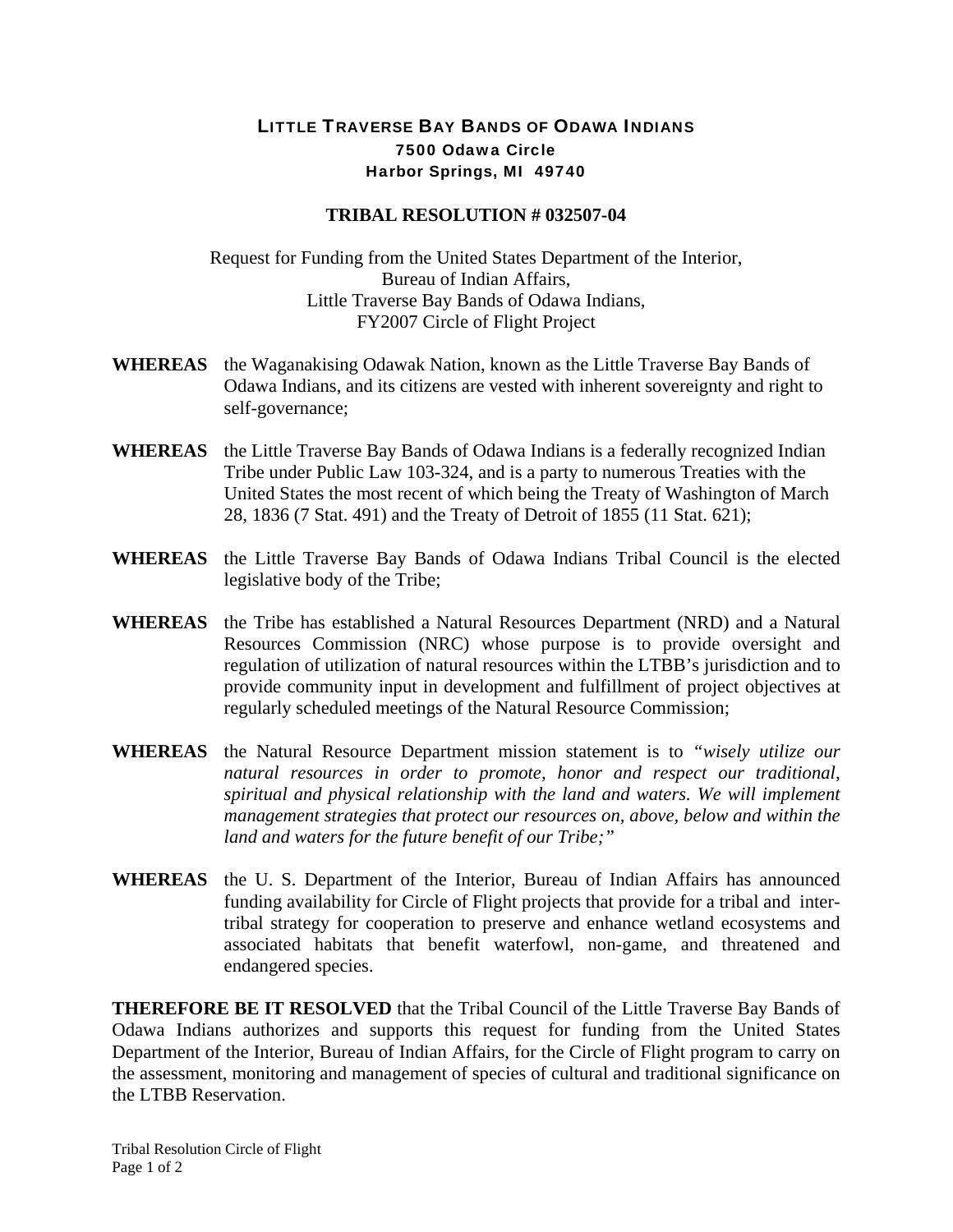# LITTLE TRAVERSE BAY BANDS OF ODAWA INDIANS

**7500 Odawa Circle**
**Harbor Springs, MI 49740**

## TRIBAL RESOLUTION # 032507-04

Request for Funding from the United States Department of the Interior,
Bureau of Indian Affairs,
Little Traverse Bay Bands of Odawa Indians,
FY2007 Circle of Flight Project

**WHEREAS** the Waganakising Odawak Nation, known as the Little Traverse Bay Bands of Odawa Indians, and its citizens are vested with inherent sovereignty and right to self-governance;

**WHEREAS** the Little Traverse Bay Bands of Odawa Indians is a federally recognized Indian Tribe under Public Law 103-324, and is a party to numerous Treaties with the United States the most recent of which being the Treaty of Washington of March 28, 1836 (7 Stat. 491) and the Treaty of Detroit of 1855 (11 Stat. 621);

**WHEREAS** the Little Traverse Bay Bands of Odawa Indians Tribal Council is the elected legislative body of the Tribe;

**WHEREAS** the Tribe has established a Natural Resources Department (NRD) and a Natural Resources Commission (NRC) whose purpose is to provide oversight and regulation of utilization of natural resources within the LTBB's jurisdiction and to provide community input in development and fulfillment of project objectives at regularly scheduled meetings of the Natural Resource Commission;

**WHEREAS** the Natural Resource Department mission statement is to "*wisely utilize our natural resources in order to promote, honor and respect our traditional, spiritual and physical relationship with the land and waters. We will implement management strategies that protect our resources on, above, below and within the land and waters for the future benefit of our Tribe;*"

**WHEREAS** the U. S. Department of the Interior, Bureau of Indian Affairs has announced funding availability for Circle of Flight projects that provide for a tribal and inter-tribal strategy for cooperation to preserve and enhance wetland ecosystems and associated habitats that benefit waterfowl, non-game, and threatened and endangered species.

**THEREFORE BE IT RESOLVED** that the Tribal Council of the Little Traverse Bay Bands of Odawa Indians authorizes and supports this request for funding from the United States Department of the Interior, Bureau of Indian Affairs, for the Circle of Flight program to carry on the assessment, monitoring and management of species of cultural and traditional significance on the LTBB Reservation.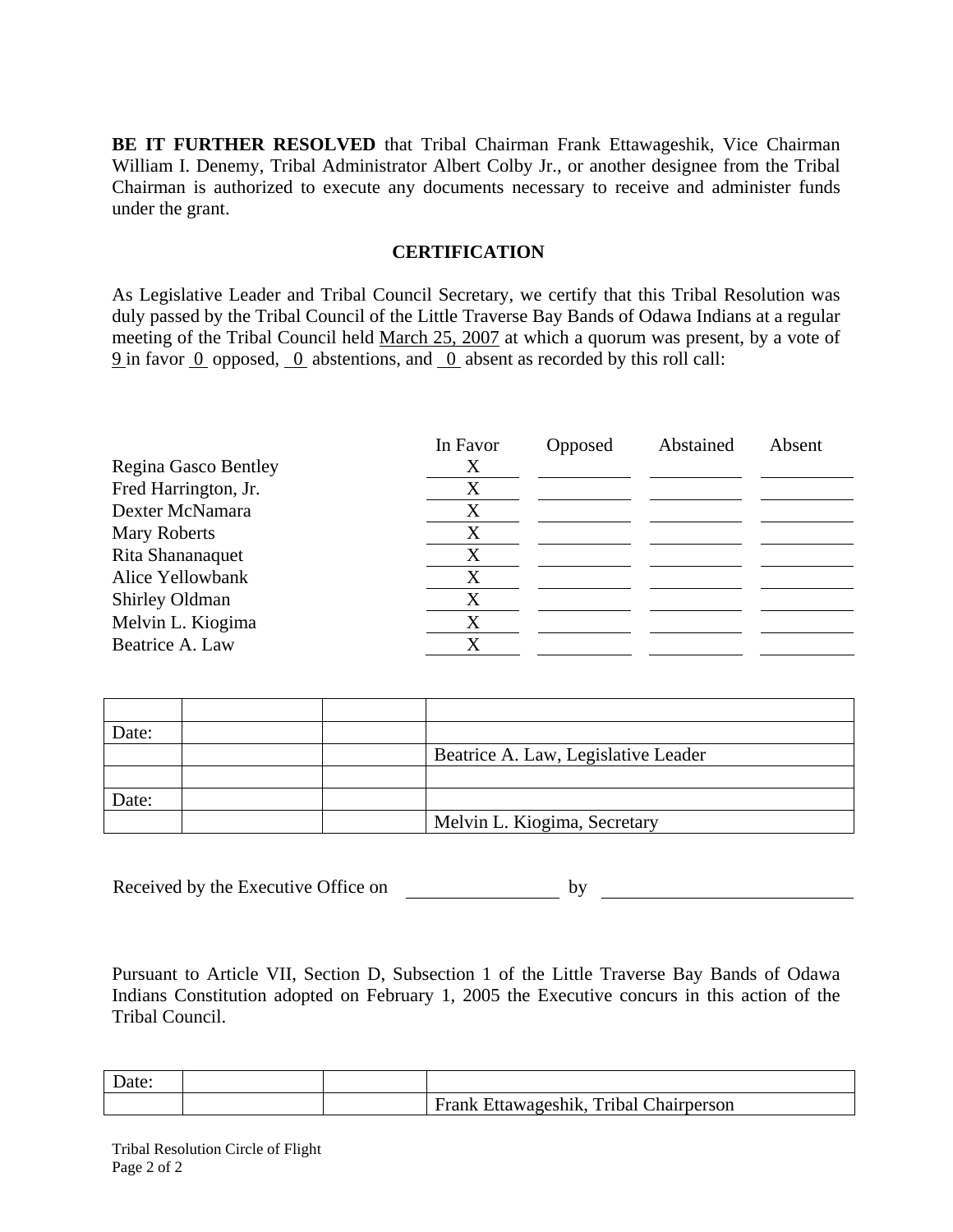**BE IT FURTHER RESOLVED** that Tribal Chairman Frank Ettawageshik, Vice Chairman William I. Denemy, Tribal Administrator Albert Colby Jr., or another designee from the Tribal Chairman is authorized to execute any documents necessary to receive and administer funds under the grant.

## CERTIFICATION

As Legislative Leader and Tribal Council Secretary, we certify that this Tribal Resolution was duly passed by the Tribal Council of the Little Traverse Bay Bands of Odawa Indians at a regular meeting of the Tribal Council held March 25, 2007 at which a quorum was present, by a vote of 9 in favor 0 opposed, 0 abstentions, and 0 absent as recorded by this roll call:

| | In Favor | Opposed | Abstained | Absent |
|---|---|---|---|---|
| Regina Gasco Bentley | X | | | |
| Fred Harrington, Jr. | X | | | |
| Dexter McNamara | X | | | |
| Mary Roberts | X | | | |
| Rita Shananaquet | X | | | |
| Alice Yellowbank | X | | | |
| Shirley Oldman | X | | | |
| Melvin L. Kiogima | X | | | |
| Beatrice A. Law | X | | | |

| | | | |
|---|---|---|---|
| Date: | | | |
| | | | Beatrice A. Law, Legislative Leader |
| | | | |
| Date: | | | |
| | | | Melvin L. Kiogima, Secretary |

Received by the Executive Office on ________________ by ___________________________

Pursuant to Article VII, Section D, Subsection 1 of the Little Traverse Bay Bands of Odawa Indians Constitution adopted on February 1, 2005 the Executive concurs in this action of the Tribal Council.

| | | | |
|---|---|---|---|
| Date: | | | |
| | | | Frank Ettawageshik, Tribal Chairperson |

Tribal Resolution Circle of Flight